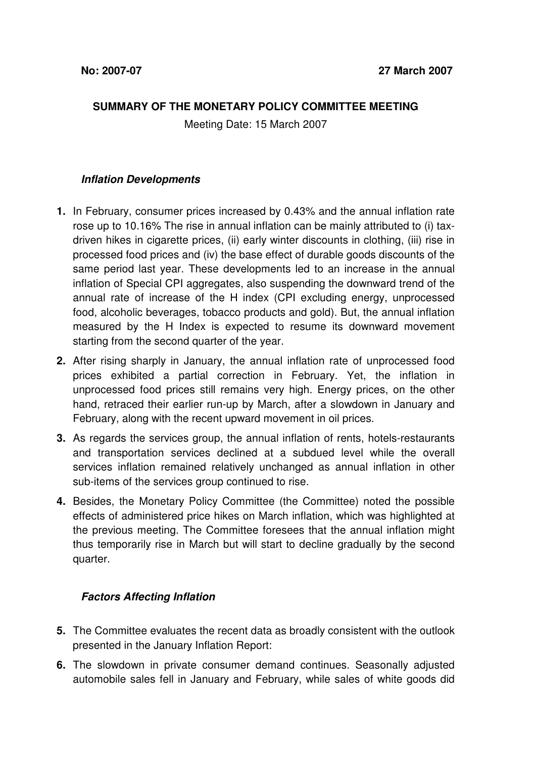**No: 2007-07** **27 March 2007**

**SUMMARY OF THE MONETARY POLICY COMMITTEE MEETING**

Meeting Date: 15 March 2007

### *Inflation Developments*

**1.** In February, consumer prices increased by 0.43% and the annual inflation rate rose up to 10.16% The rise in annual inflation can be mainly attributed to (i) tax-driven hikes in cigarette prices, (ii) early winter discounts in clothing, (iii) rise in processed food prices and (iv) the base effect of durable goods discounts of the same period last year. These developments led to an increase in the annual inflation of Special CPI aggregates, also suspending the downward trend of the annual rate of increase of the H index (CPI excluding energy, unprocessed food, alcoholic beverages, tobacco products and gold). But, the annual inflation measured by the H Index is expected to resume its downward movement starting from the second quarter of the year.

**2.** After rising sharply in January, the annual inflation rate of unprocessed food prices exhibited a partial correction in February. Yet, the inflation in unprocessed food prices still remains very high. Energy prices, on the other hand, retraced their earlier run-up by March, after a slowdown in January and February, along with the recent upward movement in oil prices.

**3.** As regards the services group, the annual inflation of rents, hotels-restaurants and transportation services declined at a subdued level while the overall services inflation remained relatively unchanged as annual inflation in other sub-items of the services group continued to rise.

**4.** Besides, the Monetary Policy Committee (the Committee) noted the possible effects of administered price hikes on March inflation, which was highlighted at the previous meeting. The Committee foresees that the annual inflation might thus temporarily rise in March but will start to decline gradually by the second quarter.

### *Factors Affecting Inflation*

**5.** The Committee evaluates the recent data as broadly consistent with the outlook presented in the January Inflation Report:

**6.** The slowdown in private consumer demand continues. Seasonally adjusted automobile sales fell in January and February, while sales of white goods did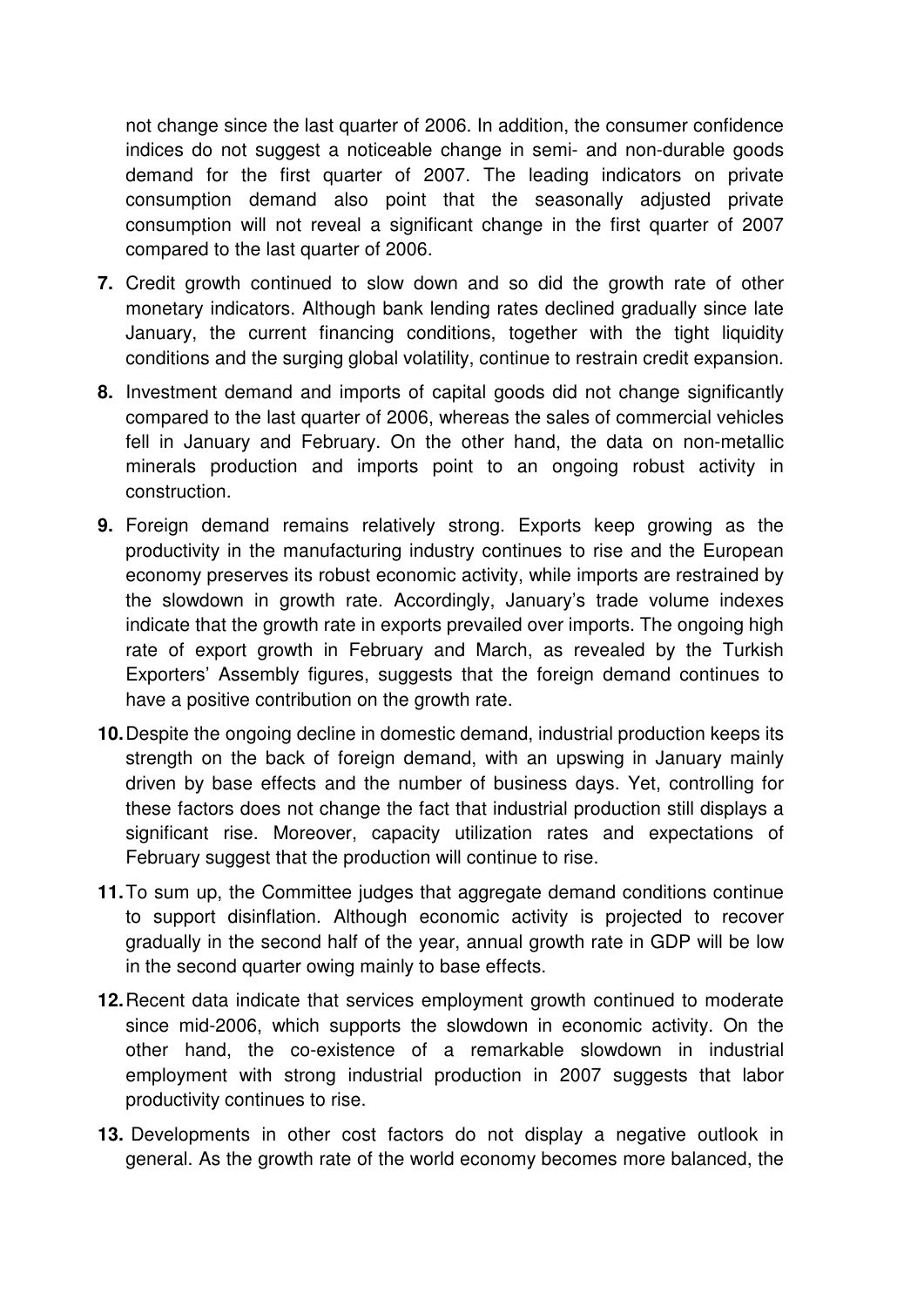not change since the last quarter of 2006. In addition, the consumer confidence indices do not suggest a noticeable change in semi- and non-durable goods demand for the first quarter of 2007. The leading indicators on private consumption demand also point that the seasonally adjusted private consumption will not reveal a significant change in the first quarter of 2007 compared to the last quarter of 2006.

**7.** Credit growth continued to slow down and so did the growth rate of other monetary indicators. Although bank lending rates declined gradually since late January, the current financing conditions, together with the tight liquidity conditions and the surging global volatility, continue to restrain credit expansion.

**8.** Investment demand and imports of capital goods did not change significantly compared to the last quarter of 2006, whereas the sales of commercial vehicles fell in January and February. On the other hand, the data on non-metallic minerals production and imports point to an ongoing robust activity in construction.

**9.** Foreign demand remains relatively strong. Exports keep growing as the productivity in the manufacturing industry continues to rise and the European economy preserves its robust economic activity, while imports are restrained by the slowdown in growth rate. Accordingly, January's trade volume indexes indicate that the growth rate in exports prevailed over imports. The ongoing high rate of export growth in February and March, as revealed by the Turkish Exporters' Assembly figures, suggests that the foreign demand continues to have a positive contribution on the growth rate.

**10.** Despite the ongoing decline in domestic demand, industrial production keeps its strength on the back of foreign demand, with an upswing in January mainly driven by base effects and the number of business days. Yet, controlling for these factors does not change the fact that industrial production still displays a significant rise. Moreover, capacity utilization rates and expectations of February suggest that the production will continue to rise.

**11.** To sum up, the Committee judges that aggregate demand conditions continue to support disinflation. Although economic activity is projected to recover gradually in the second half of the year, annual growth rate in GDP will be low in the second quarter owing mainly to base effects.

**12.** Recent data indicate that services employment growth continued to moderate since mid-2006, which supports the slowdown in economic activity. On the other hand, the co-existence of a remarkable slowdown in industrial employment with strong industrial production in 2007 suggests that labor productivity continues to rise.

**13.** Developments in other cost factors do not display a negative outlook in general. As the growth rate of the world economy becomes more balanced, the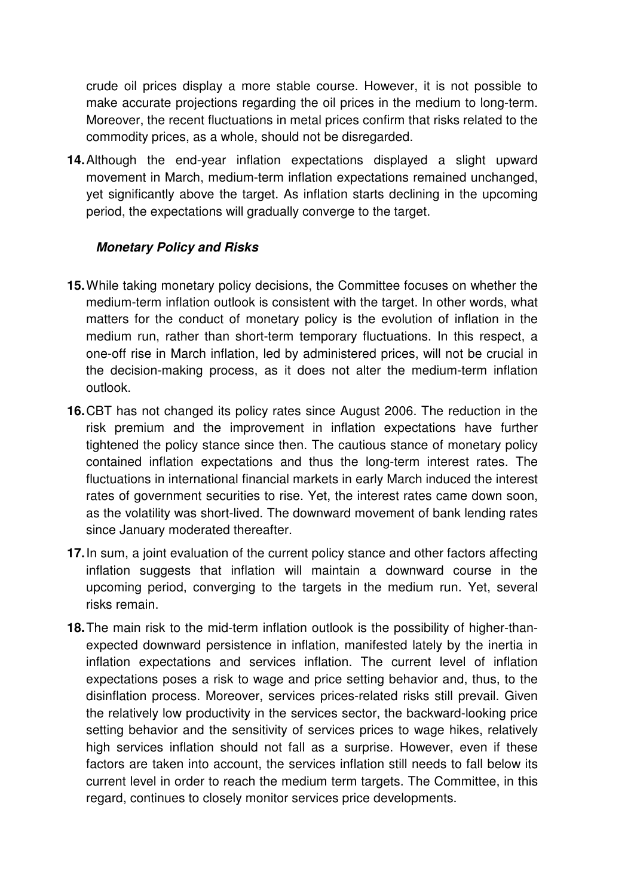crude oil prices display a more stable course. However, it is not possible to make accurate projections regarding the oil prices in the medium to long-term. Moreover, the recent fluctuations in metal prices confirm that risks related to the commodity prices, as a whole, should not be disregarded.

**14.** Although the end-year inflation expectations displayed a slight upward movement in March, medium-term inflation expectations remained unchanged, yet significantly above the target. As inflation starts declining in the upcoming period, the expectations will gradually converge to the target.

***Monetary Policy and Risks***

**15.** While taking monetary policy decisions, the Committee focuses on whether the medium-term inflation outlook is consistent with the target. In other words, what matters for the conduct of monetary policy is the evolution of inflation in the medium run, rather than short-term temporary fluctuations. In this respect, a one-off rise in March inflation, led by administered prices, will not be crucial in the decision-making process, as it does not alter the medium-term inflation outlook.

**16.** CBT has not changed its policy rates since August 2006. The reduction in the risk premium and the improvement in inflation expectations have further tightened the policy stance since then. The cautious stance of monetary policy contained inflation expectations and thus the long-term interest rates. The fluctuations in international financial markets in early March induced the interest rates of government securities to rise. Yet, the interest rates came down soon, as the volatility was short-lived. The downward movement of bank lending rates since January moderated thereafter.

**17.** In sum, a joint evaluation of the current policy stance and other factors affecting inflation suggests that inflation will maintain a downward course in the upcoming period, converging to the targets in the medium run. Yet, several risks remain.

**18.** The main risk to the mid-term inflation outlook is the possibility of higher-than-expected downward persistence in inflation, manifested lately by the inertia in inflation expectations and services inflation. The current level of inflation expectations poses a risk to wage and price setting behavior and, thus, to the disinflation process. Moreover, services prices-related risks still prevail. Given the relatively low productivity in the services sector, the backward-looking price setting behavior and the sensitivity of services prices to wage hikes, relatively high services inflation should not fall as a surprise. However, even if these factors are taken into account, the services inflation still needs to fall below its current level in order to reach the medium term targets. The Committee, in this regard, continues to closely monitor services price developments.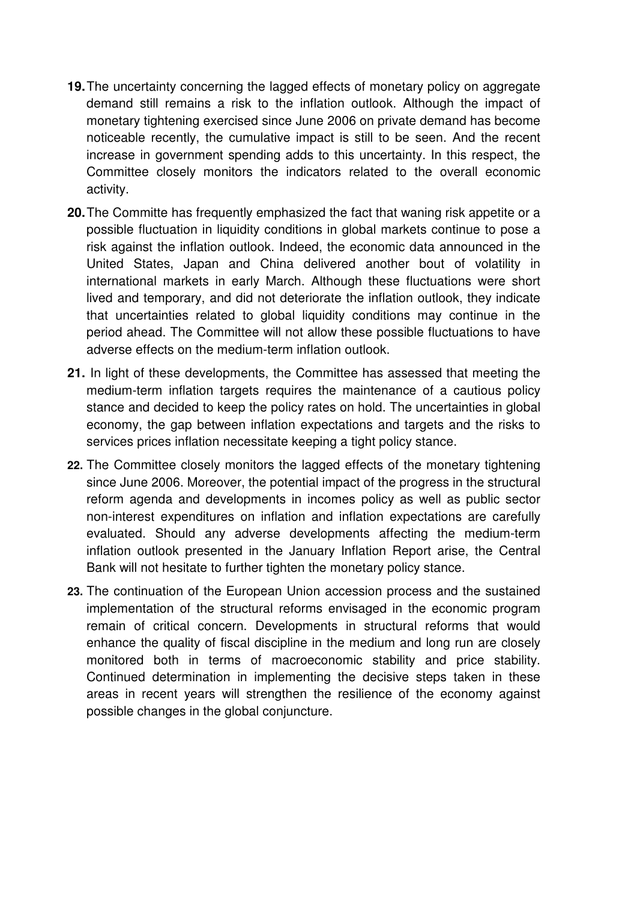**19.** The uncertainty concerning the lagged effects of monetary policy on aggregate demand still remains a risk to the inflation outlook. Although the impact of monetary tightening exercised since June 2006 on private demand has become noticeable recently, the cumulative impact is still to be seen. And the recent increase in government spending adds to this uncertainty. In this respect, the Committee closely monitors the indicators related to the overall economic activity.

**20.** The Committe has frequently emphasized the fact that waning risk appetite or a possible fluctuation in liquidity conditions in global markets continue to pose a risk against the inflation outlook. Indeed, the economic data announced in the United States, Japan and China delivered another bout of volatility in international markets in early March. Although these fluctuations were short lived and temporary, and did not deteriorate the inflation outlook, they indicate that uncertainties related to global liquidity conditions may continue in the period ahead. The Committee will not allow these possible fluctuations to have adverse effects on the medium-term inflation outlook.

**21.** In light of these developments, the Committee has assessed that meeting the medium-term inflation targets requires the maintenance of a cautious policy stance and decided to keep the policy rates on hold. The uncertainties in global economy, the gap between inflation expectations and targets and the risks to services prices inflation necessitate keeping a tight policy stance.

**22.** The Committee closely monitors the lagged effects of the monetary tightening since June 2006. Moreover, the potential impact of the progress in the structural reform agenda and developments in incomes policy as well as public sector non-interest expenditures on inflation and inflation expectations are carefully evaluated. Should any adverse developments affecting the medium-term inflation outlook presented in the January Inflation Report arise, the Central Bank will not hesitate to further tighten the monetary policy stance.

**23.** The continuation of the European Union accession process and the sustained implementation of the structural reforms envisaged in the economic program remain of critical concern. Developments in structural reforms that would enhance the quality of fiscal discipline in the medium and long run are closely monitored both in terms of macroeconomic stability and price stability. Continued determination in implementing the decisive steps taken in these areas in recent years will strengthen the resilience of the economy against possible changes in the global conjuncture.